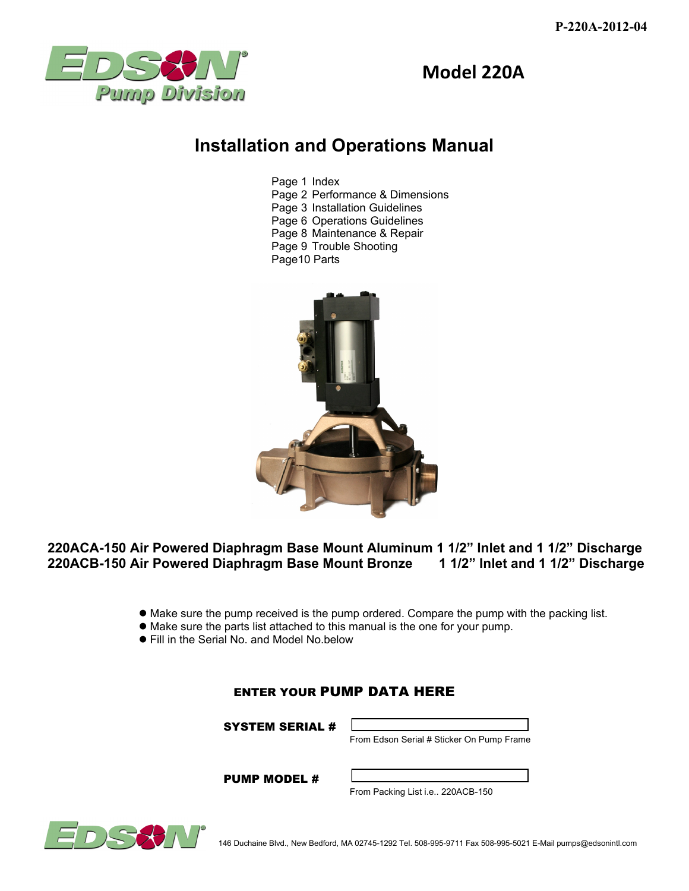P-220A-2012-04

EDSON Pump Division

# Model 220A

## Installation and Operations Manual

Page 1 Index
Page 2 Performance & Dimensions
Page 3 Installation Guidelines
Page 6 Operations Guidelines
Page 8 Maintenance & Repair
Page 9 Trouble Shooting
Page10 Parts

**220ACA-150 Air Powered Diaphragm Base Mount Aluminum 1 1/2" Inlet and 1 1/2" Discharge**
**220ACB-150 Air Powered Diaphragm Base Mount Bronze 1 1/2" Inlet and 1 1/2" Discharge**

- Make sure the pump received is the pump ordered. Compare the pump with the packing list.
- Make sure the parts list attached to this manual is the one for your pump.
- Fill in the Serial No. and Model No.below

**ENTER YOUR PUMP DATA HERE**

**SYSTEM SERIAL #** ____________________
From Edson Serial # Sticker On Pump Frame

**PUMP MODEL #** ____________________
From Packing List i.e.. 220ACB-150

EDSON 146 Duchaine Blvd., New Bedford, MA 02745-1292 Tel. 508-995-9711 Fax 508-995-5021 E-Mail pumps@edsonintl.com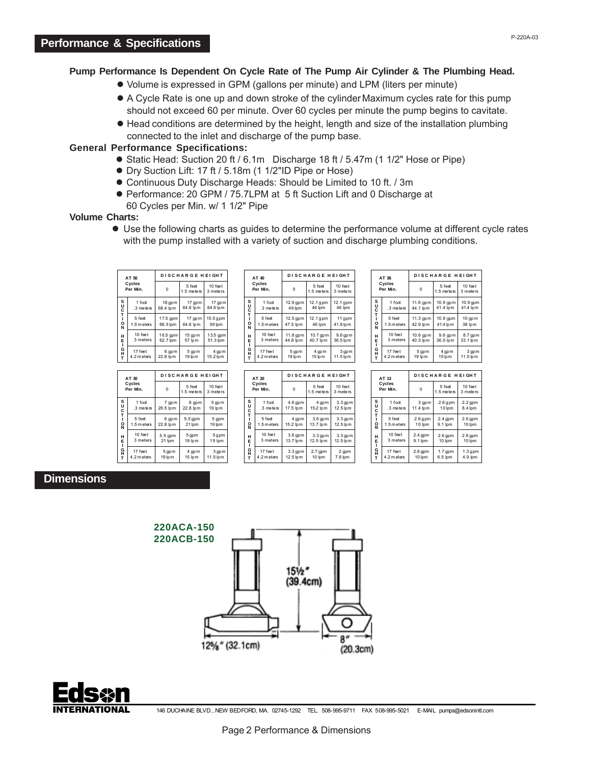## Performance & Specifications

**Pump Performance Is Dependent On Cycle Rate of The Pump Air Cylinder & The Plumbing Head.**

- Volume is expressed in GPM (gallons per minute) and LPM (liters per minute)
- A Cycle Rate is one up and down stroke of the cylinder Maximum cycles rate for this pump should not exceed 60 per minute. Over 60 cycles per minute the pump begins to cavitate.
- Head conditions are determined by the height, length and size of the installation plumbing connected to the inlet and discharge of the pump base.

**General Performance Specifications:**

- Static Head: Suction 20 ft / 6.1m Discharge 18 ft / 5.47m (1 1/2" Hose or Pipe)
- Dry Suction Lift: 17 ft / 5.18m (1 1/2"ID Pipe or Hose)
- Continuous Duty Discharge Heads: Should be Limited to 10 ft. / 3m
- Performance: 20 GPM / 75.7LPM at 5 ft Suction Lift and 0 Discharge at 60 Cycles per Min. w/ 1 1/2" Pipe

**Volume Charts:**

- Use the following charts as guides to determine the performance volume at different cycle rates with the pump installed with a variety of suction and discharge plumbing conditions.

| AT 56 Cycles Per Min. | | DISCHARGE HEIGHT | | |
|---|---|---|---|---|
| | | 0 | 5 feet 1.5 meters | 10 feet 3 meters |
| SUCTION HEIGHT | 1 foot .3 meters | 18 gpm 68.4 lpm | 17 gpm 64.6 lpm | 17 gpm 64.6 lpm |
| | 5 feet 1.5 meters | 17.5 gpm 66.5 lpm | 17 gpm 64.6 lpm | 15.5 gpm 59 lpm |
| | 10 feet 3 meters | 16.5 gpm 62.7 lpm | 15 gpm 57 lpm | 13.5 gpm 51.3 lpm |
| | 17 feet 4.2 meters | 6 gpm 22.8 lpm | 5 gpm 19 lpm | 4 gpm 15.2 lpm |

| AT 40 Cycles Per Min. | | DISCHARGE HEIGHT | | |
|---|---|---|---|---|
| | | 0 | 5 feet 1.5 meters | 10 feet 3 meters |
| SUCTION HEIGHT | 1 foot .3 meters | 12.9 gpm 49 lpm | 12.1 gpm 46 lpm | 12.1 gpm 46 lpm |
| | 5 feet 1.5 meters | 12.5 gpm 47.5 lpm | 12.1 gpm 46 lpm | 11 gpm 41.8 lpm |
| | 10 feet 3 meters | 11.8 gpm 44.8 lpm | 10.7 gpm 40.7 lpm | 9.6 gpm 36.5 lpm |
| | 17 feet 4.2 meters | 5 gpm 19 lpm | 4 gpm 15 lpm | 3 gpm 11.5 lpm |

| AT 36 Cycles Per Min. | | DISCHARGE HEIGHT | | |
|---|---|---|---|---|
| | | 0 | 5 feet 1.5 meters | 10 feet 3 meters |
| SUCTION HEIGHT | 1 foot .3 meters | 11.6 gpm 44.1 lpm | 10.9 gpm 41.4 lpm | 10.9 gpm 41.4 lpm |
| | 5 feet 1.5 meters | 11.3 gpm 42.9 lpm | 10.9 gpm 41.4 lpm | 10 gpm 38 lpm |
| | 10 feet 3 meters | 10.6 gpm 40.3 lpm | 9.6 gpm 36.5 lpm | 8.7 gpm 33.1 lpm |
| | 17 feet 4.2 meters | 5 gpm 19 lpm | 4 gpm 15 lpm | 3 gpm 11.5 lpm |

| AT 30 Cycles Per Min. | | DISCHARGE HEIGHT | | |
|---|---|---|---|---|
| | | 0 | 5 feet 1.5 meters | 10 feet 3 meters |
| SUCTION HEIGHT | 1 foot .3 meters | 7 gpm 26.5 lpm | 6 gpm 22.8 lpm | 5 gpm 19 lpm |
| | 5 feet 1.5 meters | 6 gpm 22.8 lpm | 5.5 gpm 21 lpm | 5 gpm 19 lpm |
| | 10 feet 3 meters | 5.5 gpm 21 lpm | 5 gpm 19 lpm | 5 gpm 19 lpm |
| | 17 feet 4.2 meters | 5 gpm 19 lpm | 4 gpm 15 lpm | 3 gpm 11.5 lpm |

| AT 20 Cycles Per Min. | | DISCHARGE HEIGHT | | |
|---|---|---|---|---|
| | | 0 | 5 feet 1.5 meters | 10 feet 3 meters |
| SUCTION HEIGHT | 1 foot .3 meters | 4.6 gpm 17.5 lpm | 4 gpm 15.2 lpm | 3.3 gpm 12.5 lpm |
| | 5 feet 1.5 meters | 4 gpm 15.2 lpm | 3.6 gpm 13.7 lpm | 3.3 gpm 12.5 lpm |
| | 10 feet 3 meters | 3.6 gpm 13.7 lpm | 3.3 gpm 12.5 lpm | 3.3 gpm 12.5 lpm |
| | 17 feet 4.2 meters | 3.3 gpm 12.5 lpm | 2.7 gpm 10 lpm | 2 gpm 7.6 lpm |

| AT 13 Cycles Per Min. | | DISCHARGE HEIGHT | | |
|---|---|---|---|---|
| | | 0 | 5 feet 1.5 meters | 10 feet 3 meters |
| SUCTION HEIGHT | 1 foot .3 meters | 3 gpm 11.4 lpm | 2.6 gpm 10 lpm | 2.2 gpm 8.4 lpm |
| | 5 feet 1.5 meters | 2.6 gpm 10 lpm | 2.4 gpm 9.1 lpm | 2.6 gpm 10 lpm |
| | 10 feet 3 meters | 2.4 gpm 9.1 lpm | 2.6 gpm 10 lpm | 2.6 gpm 10 lpm |
| | 17 feet 4.2 meters | 2.6 gpm 10 lpm | 1.7 gpm 6.5 lpm | 1.3 gpm 4.9 lpm |

## Dimensions

**220ACA-150**
**220ACB-150**

15½" (39.4cm)

12⅝" (32.1cm)

8" (20.3cm)

146 DUCHAINE BLVD., NEW BEDFORD, MA. 02745-1292 TEL. 508-995-9711 FAX 508-995-5021 E-MAIL pumps@edsonintl.com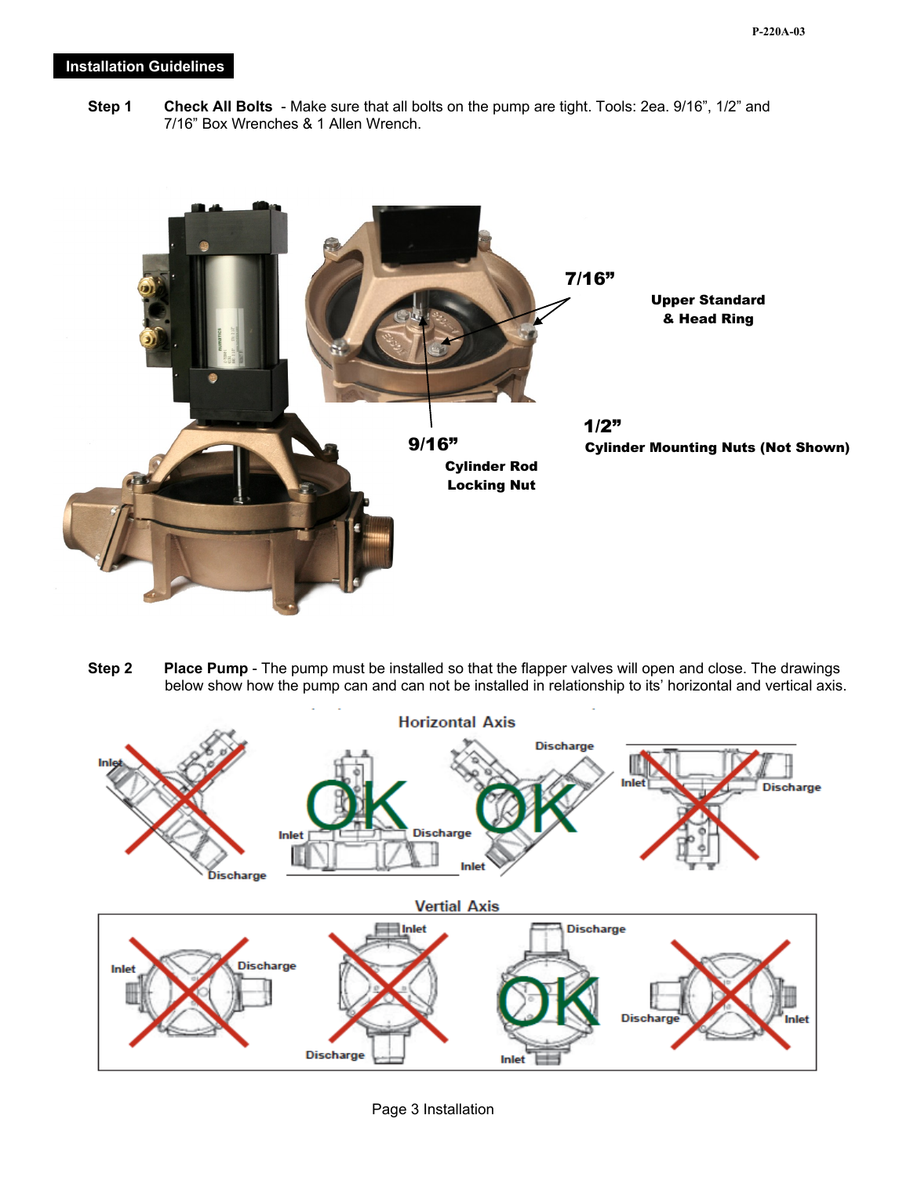## Installation Guidelines

**Step 1** **Check All Bolts** - Make sure that all bolts on the pump are tight. Tools: 2ea. 9/16", 1/2" and 7/16" Box Wrenches & 1 Allen Wrench.

**7/16"** Upper Standard & Head Ring

**1/2"** Cylinder Mounting Nuts (Not Shown)

**9/16"** Cylinder Rod Locking Nut

**Step 2** **Place Pump** - The pump must be installed so that the flapper valves will open and close. The drawings below show how the pump can and can not be installed in relationship to its' horizontal and vertical axis.

Horizontal Axis

Vertial Axis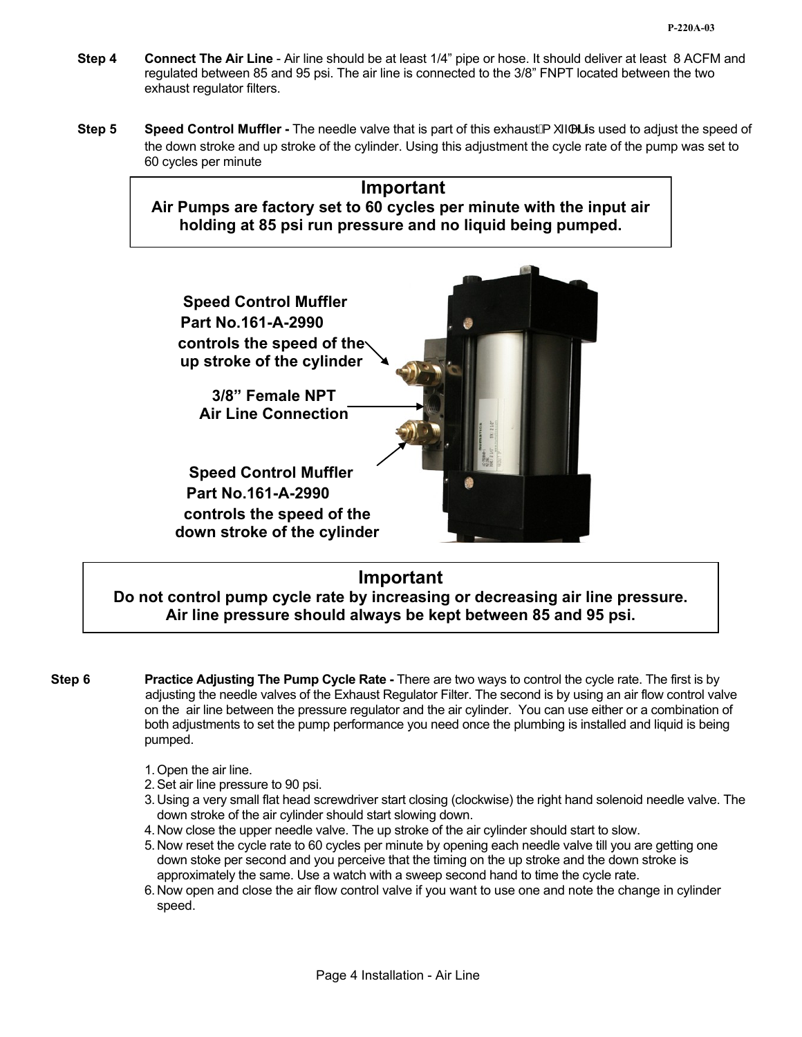**Step 4** **Connect The Air Line** - Air line should be at least 1/4" pipe or hose. It should deliver at least 8 ACFM and regulated between 85 and 95 psi. The air line is connected to the 3/8" FNPT located between the two exhaust regulator filters.

**Step 5** **Speed Control Muffler -** The needle valve that is part of this exhaust muffler is used to adjust the speed of the down stroke and up stroke of the cylinder. Using this adjustment the cycle rate of the pump was set to 60 cycles per minute

> **Important**
> **Air Pumps are factory set to 60 cycles per minute with the input air holding at 85 psi run pressure and no liquid being pumped.**

**Speed Control Muffler**
**Part No.161-A-2990**
**controls the speed of the up stroke of the cylinder**

**3/8" Female NPT**
**Air Line Connection**

**Speed Control Muffler**
**Part No.161-A-2990**
**controls the speed of the down stroke of the cylinder**

> **Important**
> **Do not control pump cycle rate by increasing or decreasing air line pressure. Air line pressure should always be kept between 85 and 95 psi.**

**Step 6** **Practice Adjusting The Pump Cycle Rate -** There are two ways to control the cycle rate. The first is by adjusting the needle valves of the Exhaust Regulator Filter. The second is by using an air flow control valve on the air line between the pressure regulator and the air cylinder. You can use either or a combination of both adjustments to set the pump performance you need once the plumbing is installed and liquid is being pumped.

1. Open the air line.
2. Set air line pressure to 90 psi.
3. Using a very small flat head screwdriver start closing (clockwise) the right hand solenoid needle valve. The down stroke of the air cylinder should start slowing down.
4. Now close the upper needle valve. The up stroke of the air cylinder should start to slow.
5. Now reset the cycle rate to 60 cycles per minute by opening each needle valve till you are getting one down stoke per second and you perceive that the timing on the up stroke and the down stroke is approximately the same. Use a watch with a sweep second hand to time the cycle rate.
6. Now open and close the air flow control valve if you want to use one and note the change in cylinder speed.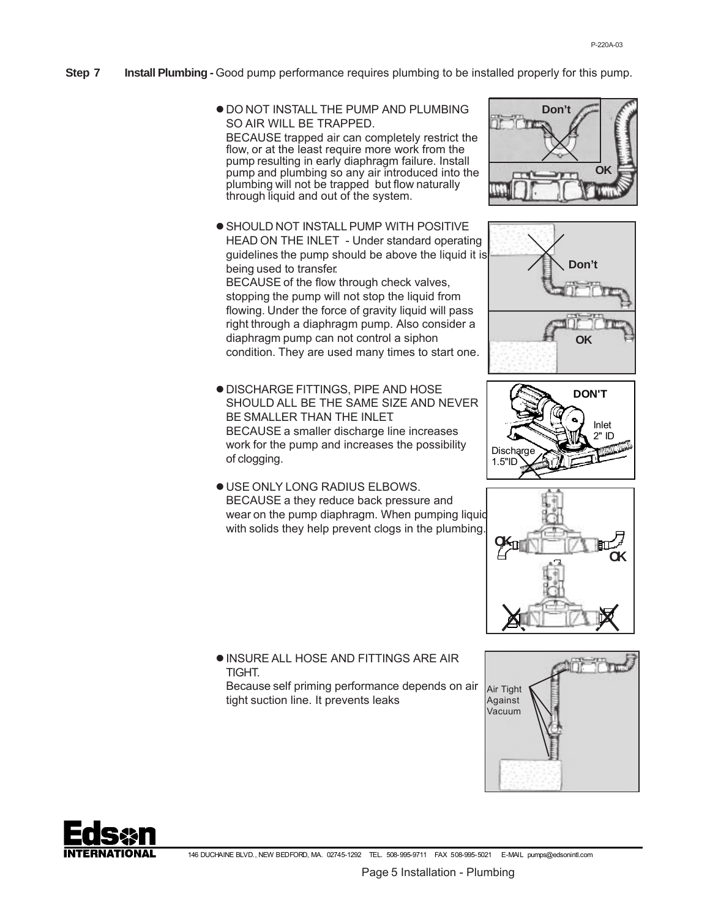**Step 7** **Install Plumbing -** Good pump performance requires plumbing to be installed properly for this pump.

- DO NOT INSTALL THE PUMP AND PLUMBING SO AIR WILL BE TRAPPED.
  BECAUSE trapped air can completely restrict the flow, or at the least require more work from the pump resulting in early diaphragm failure. Install pump and plumbing so any air introduced into the plumbing will not be trapped but flow naturally through liquid and out of the system.

- SHOULD NOT INSTALL PUMP WITH POSITIVE HEAD ON THE INLET - Under standard operating guidelines the pump should be above the liquid it is being used to transfer.
  BECAUSE of the flow through check valves, stopping the pump will not stop the liquid from flowing. Under the force of gravity liquid will pass right through a diaphragm pump. Also consider a diaphragm pump can not control a siphon condition. They are used many times to start one.

- DISCHARGE FITTINGS, PIPE AND HOSE SHOULD ALL BE THE SAME SIZE AND NEVER BE SMALLER THAN THE INLET.
  BECAUSE a smaller discharge line increases work for the pump and increases the possibility of clogging.

- USE ONLY LONG RADIUS ELBOWS.
  BECAUSE a they reduce back pressure and wear on the pump diaphragm. When pumping liquid with solids they help prevent clogs in the plumbing.

- INSURE ALL HOSE AND FITTINGS ARE AIR TIGHT.
  Because self priming performance depends on air tight suction line. It prevents leaks

146 DUCHAINE BLVD., NEW BEDFORD, MA. 02745-1292 TEL. 508-995-9711 FAX 508-995-5021 E-MAIL pumps@edsonintl.com

Page 5 Installation - Plumbing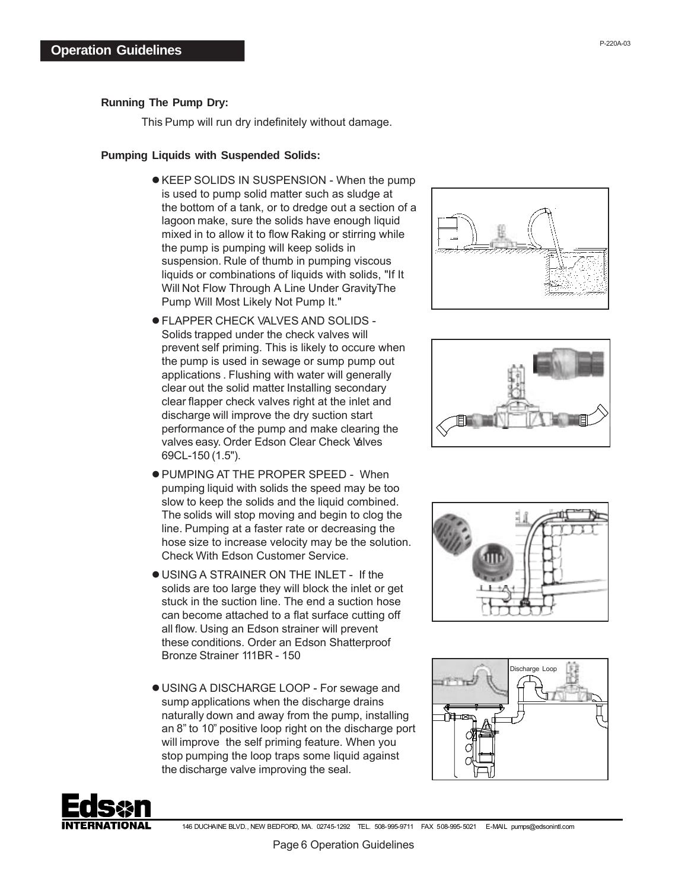## Operation Guidelines

**Running The Pump Dry:**

This Pump will run dry indefinitely without damage.

**Pumping Liquids with Suspended Solids:**

- KEEP SOLIDS IN SUSPENSION - When the pump is used to pump solid matter such as sludge at the bottom of a tank, or to dredge out a section of a lagoon make, sure the solids have enough liquid mixed in to allow it to flow Raking or stirring while the pump is pumping will keep solids in suspension. Rule of thumb in pumping viscous liquids or combinations of liquids with solids, "If It Will Not Flow Through A Line Under Gravity The Pump Will Most Likely Not Pump It."
- FLAPPER CHECK VALVES AND SOLIDS - Solids trapped under the check valves will prevent self priming. This is likely to occure when the pump is used in sewage or sump pump out applications . Flushing with water will generally clear out the solid matter. Installing secondary clear flapper check valves right at the inlet and discharge will improve the dry suction start performance of the pump and make clearing the valves easy. Order Edson Clear Check Valves 69CL-150 (1.5").
- PUMPING AT THE PROPER SPEED - When pumping liquid with solids the speed may be too slow to keep the solids and the liquid combined. The solids will stop moving and begin to clog the line. Pumping at a faster rate or decreasing the hose size to increase velocity may be the solution. Check With Edson Customer Service.
- USING A STRAINER ON THE INLET - If the solids are too large they will block the inlet or get stuck in the suction line. The end a suction hose can become attached to a flat surface cutting off all flow. Using an Edson strainer will prevent these conditions. Order an Edson Shatterproof Bronze Strainer 111BR - 150
- USING A DISCHARGE LOOP - For sewage and sump applications when the discharge drains naturally down and away from the pump, installing an 8" to 10" positive loop right on the discharge port will improve the self priming feature. When you stop pumping the loop traps some liquid against the discharge valve improving the seal.

Discharge Loop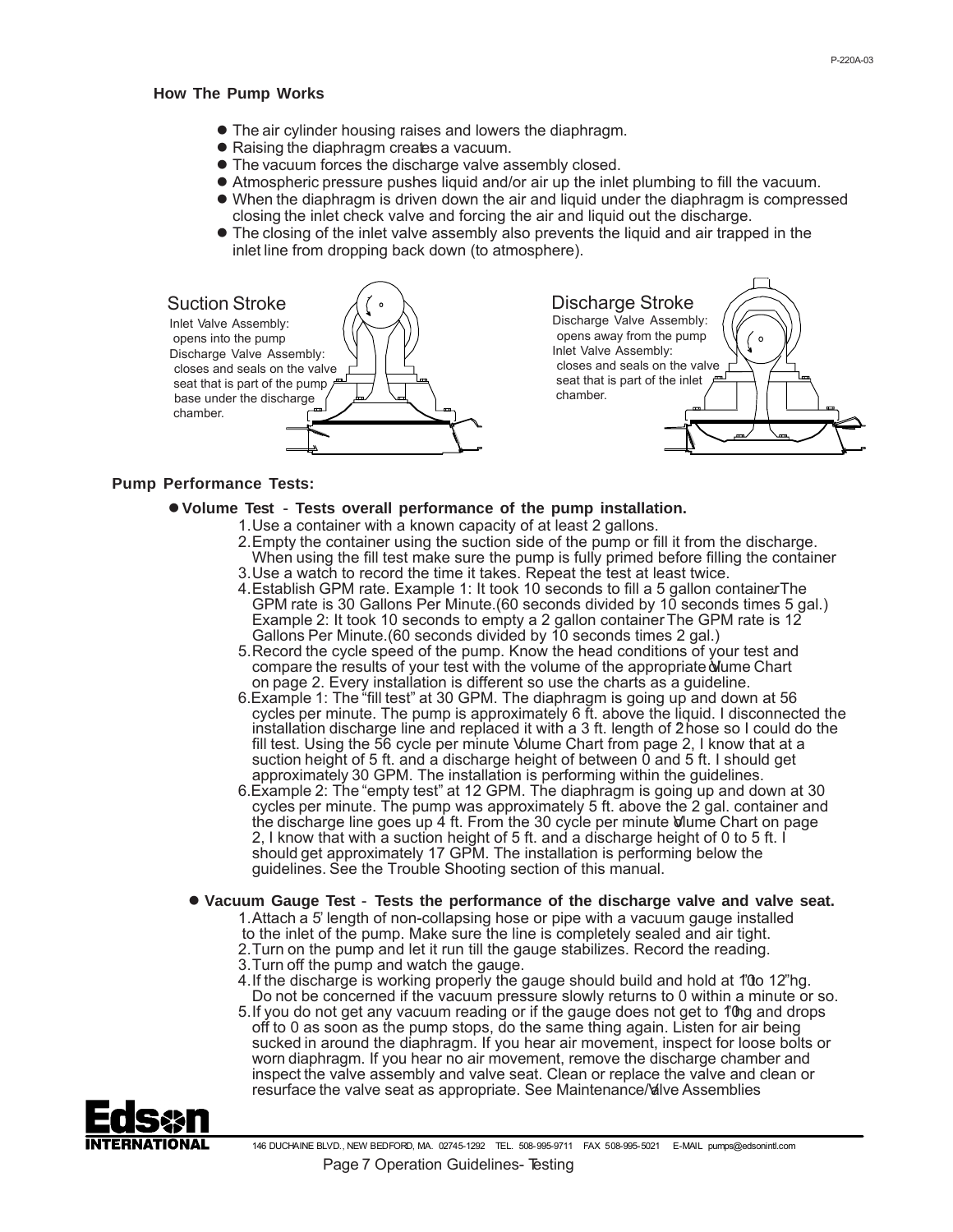## How The Pump Works

- The air cylinder housing raises and lowers the diaphragm.
- Raising the diaphragm creates a vacuum.
- The vacuum forces the discharge valve assembly closed.
- Atmospheric pressure pushes liquid and/or air up the inlet plumbing to fill the vacuum.
- When the diaphragm is driven down the air and liquid under the diaphragm is compressed closing the inlet check valve and forcing the air and liquid out the discharge.
- The closing of the inlet valve assembly also prevents the liquid and air trapped in the inlet line from dropping back down (to atmosphere).

**Suction Stroke**

Inlet Valve Assembly: opens into the pump
Discharge Valve Assembly: closes and seals on the valve seat that is part of the pump base under the discharge chamber.

**Discharge Stroke**

Discharge Valve Assembly: opens away from the pump
Inlet Valve Assembly: closes and seals on the valve seat that is part of the inlet chamber.

## Pump Performance Tests:

- **Volume Test - Tests overall performance of the pump installation.**
  1. Use a container with a known capacity of at least 2 gallons.
  2. Empty the container using the suction side of the pump or fill it from the discharge. When using the fill test make sure the pump is fully primed before filling the container
  3. Use a watch to record the time it takes. Repeat the test at least twice.
  4. Establish GPM rate. Example 1: It took 10 seconds to fill a 5 gallon container. The GPM rate is 30 Gallons Per Minute.(60 seconds divided by 10 seconds times 5 gal.) Example 2: It took 10 seconds to empty a 2 gallon container. The GPM rate is 12 Gallons Per Minute.(60 seconds divided by 10 seconds times 2 gal.)
  5. Record the cycle speed of the pump. Know the head conditions of your test and compare the results of your test with the volume of the appropriate Volume Chart on page 2. Every installation is different so use the charts as a guideline.
  6. Example 1: The "fill test" at 30 GPM. The diaphragm is going up and down at 56 cycles per minute. The pump is approximately 6 ft. above the liquid. I disconnected the installation discharge line and replaced it with a 3 ft. length of 2" hose so I could do the fill test. Using the 56 cycle per minute Volume Chart from page 2, I know that at a suction height of 5 ft. and a discharge height of between 0 and 5 ft. I should get approximately 30 GPM. The installation is performing within the guidelines.
  6. Example 2: The "empty test" at 12 GPM. The diaphragm is going up and down at 30 cycles per minute. The pump was approximately 5 ft. above the 2 gal. container and the discharge line goes up 4 ft. From the 30 cycle per minute Volume Chart on page 2, I know that with a suction height of 5 ft. and a discharge height of 0 to 5 ft. I should get approximately 17 GPM. The installation is performing below the guidelines. See the Trouble Shooting section of this manual.

- **Vacuum Gauge Test - Tests the performance of the discharge valve and valve seat.**
  1. Attach a 5' length of non-collapsing hose or pipe with a vacuum gauge installed to the inlet of the pump. Make sure the line is completely sealed and air tight.
  2. Turn on the pump and let it run till the gauge stabilizes. Record the reading.
  3. Turn off the pump and watch the gauge.
  4. If the discharge is working properly the gauge should build and hold at 10" to 12"hg. Do not be concerned if the vacuum pressure slowly returns to 0 within a minute or so.
  5. If you do not get any vacuum reading or if the gauge does not get to 10"hg and drops off to 0 as soon as the pump stops, do the same thing again. Listen for air being sucked in around the diaphragm. If you hear air movement, inspect for loose bolts or worn diaphragm. If you hear no air movement, remove the discharge chamber and inspect the valve assembly and valve seat. Clean or replace the valve and clean or resurface the valve seat as appropriate. See Maintenance/Valve Assemblies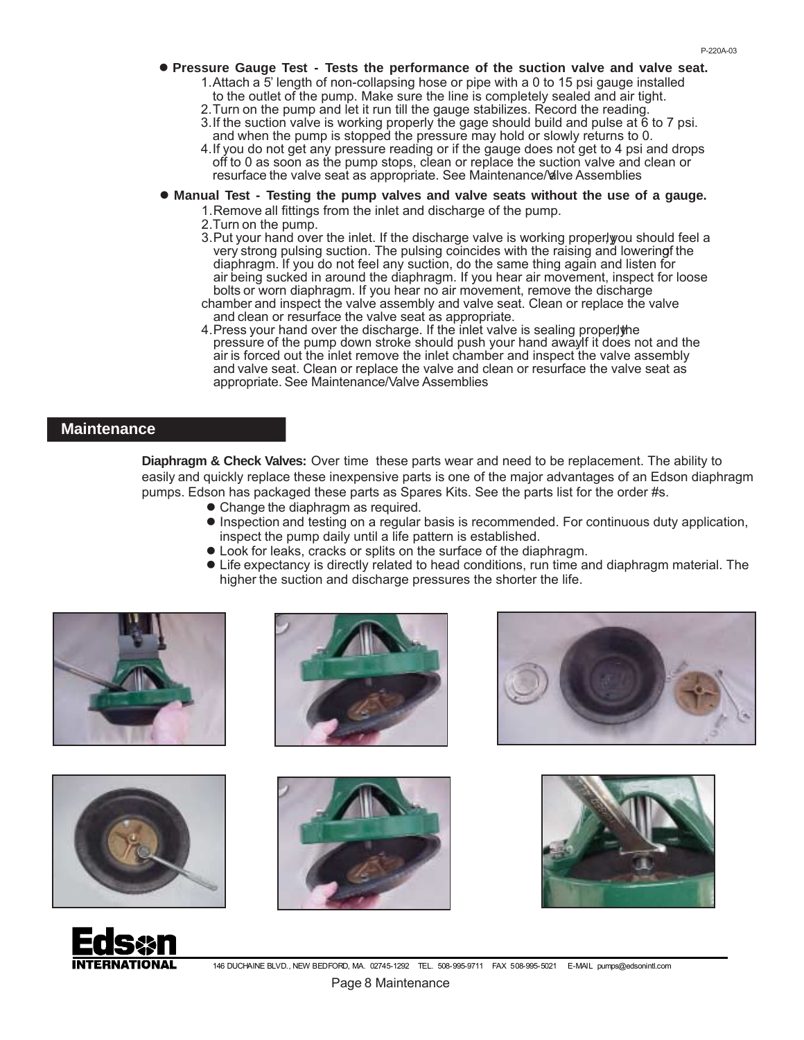- **Pressure Gauge Test - Tests the performance of the suction valve and valve seat.**
  1. Attach a 5' length of non-collapsing hose or pipe with a 0 to 15 psi gauge installed to the outlet of the pump. Make sure the line is completely sealed and air tight.
  2. Turn on the pump and let it run till the gauge stabilizes. Record the reading.
  3. If the suction valve is working properly the gage should build and pulse at 6 to 7 psi. and when the pump is stopped the pressure may hold or slowly returns to 0.
  4. If you do not get any pressure reading or if the gauge does not get to 4 psi and drops off to 0 as soon as the pump stops, clean or replace the suction valve and clean or resurface the valve seat as appropriate. See Maintenance/Valve Assemblies

- **Manual Test - Testing the pump valves and valve seats without the use of a gauge.**
  1. Remove all fittings from the inlet and discharge of the pump.
  2. Turn on the pump.
  3. Put your hand over the inlet. If the discharge valve is working properly, you should feel a very strong pulsing suction. The pulsing coincides with the raising and lowering of the diaphragm. If you do not feel any suction, do the same thing again and listen for air being sucked in around the diaphragm. If you hear air movement, inspect for loose bolts or worn diaphragm. If you hear no air movement, remove the discharge chamber and inspect the valve assembly and valve seat. Clean or replace the valve and clean or resurface the valve seat as appropriate.
  4. Press your hand over the discharge. If the inlet valve is sealing properly, the pressure of the pump down stroke should push your hand away. If it does not and the air is forced out the inlet remove the inlet chamber and inspect the valve assembly and valve seat. Clean or replace the valve and clean or resurface the valve seat as appropriate. See Maintenance/Valve Assemblies

## Maintenance

**Diaphragm & Check Valves:** Over time these parts wear and need to be replacement. The ability to easily and quickly replace these inexpensive parts is one of the major advantages of an Edson diaphragm pumps. Edson has packaged these parts as Spares Kits. See the parts list for the order #s.

- Change the diaphragm as required.
- Inspection and testing on a regular basis is recommended. For continuous duty application, inspect the pump daily until a life pattern is established.
- Look for leaks, cracks or splits on the surface of the diaphragm.
- Life expectancy is directly related to head conditions, run time and diaphragm material. The higher the suction and discharge pressures the shorter the life.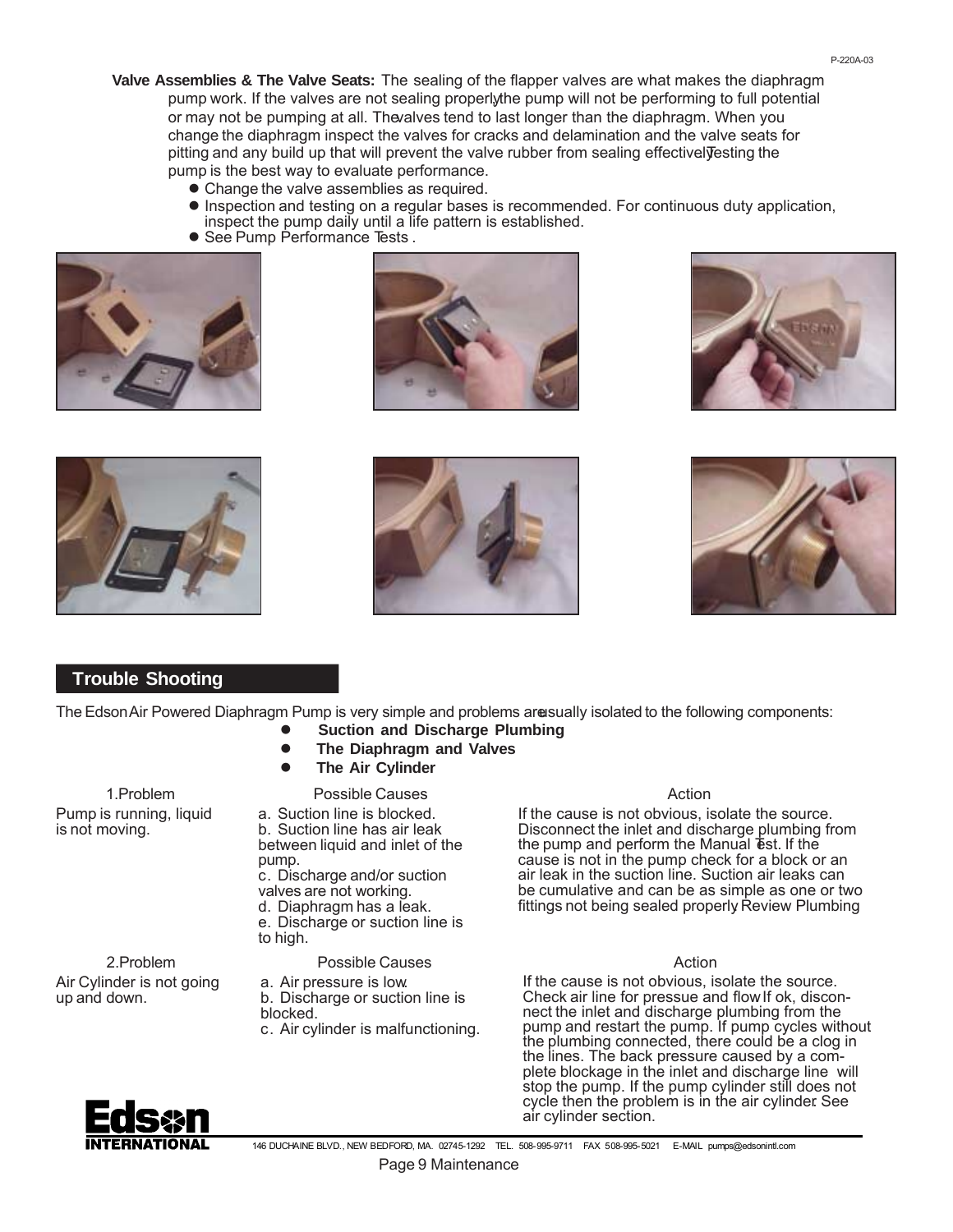**Valve Assemblies & The Valve Seats:** The sealing of the flapper valves are what makes the diaphragm pump work. If the valves are not sealing properly the pump will not be performing to full potential or may not be pumping at all. The valves tend to last longer than the diaphragm. When you change the diaphragm inspect the valves for cracks and delamination and the valve seats for pitting and any build up that will prevent the valve rubber from sealing effectively. Testing the pump is the best way to evaluate performance.

- Change the valve assemblies as required.
- Inspection and testing on a regular bases is recommended. For continuous duty application, inspect the pump daily until a life pattern is established.
- See Pump Performance Tests .

## Trouble Shooting

The Edson Air Powered Diaphragm Pump is very simple and problems are usually isolated to the following components:

- **Suction and Discharge Plumbing**
- **The Diaphragm and Valves**
- **The Air Cylinder**

| 1.Problem | Possible Causes | Action |
|---|---|---|
| Pump is running, liquid is not moving. | a. Suction line is blocked.<br>b. Suction line has air leak between liquid and inlet of the pump.<br>c. Discharge and/or suction valves are not working.<br>d. Diaphragm has a leak.<br>e. Discharge or suction line is to high. | If the cause is not obvious, isolate the source. Disconnect the inlet and discharge plumbing from the pump and perform the Manual Test. If the cause is not in the pump check for a block or an air leak in the suction line. Suction air leaks can be cumulative and can be as simple as one or two fittings not being sealed properly. Review Plumbing |

| 2.Problem | Possible Causes | Action |
|---|---|---|
| Air Cylinder is not going up and down. | a. Air pressure is low.<br>b. Discharge or suction line is blocked.<br>c. Air cylinder is malfunctioning. | If the cause is not obvious, isolate the source. Check air line for pressue and flow. If ok, disconnect the inlet and discharge plumbing from the pump and restart the pump. If pump cycles without the plumbing connected, there could be a clog in the lines. The back pressure caused by a complete blockage in the inlet and discharge line will stop the pump. If the pump cylinder still does not cycle then the problem is in the air cylinder. See air cylinder section. |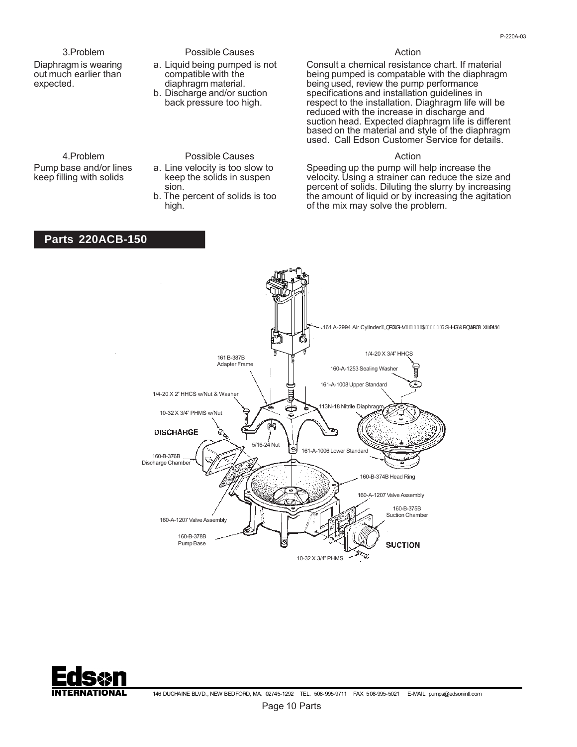| 3.Problem | Possible Causes | Action |
|---|---|---|
| Diaphragm is wearing out much earlier than expected. | a. Liquid being pumped is not compatible with the diaphragm material.<br>b. Discharge and/or suction back pressure too high. | Consult a chemical resistance chart. If material being pumped is compatable with the diaphragm being used, review the pump performance specifications and installation guidelines in respect to the installation. Diaghragm life will be reduced with the increase in discharge and suction head. Expected diaphragm life is different based on the material and style of the diaphragm used. Call Edson Customer Service for details. |

| 4.Problem | Possible Causes | Action |
|---|---|---|
| Pump base and/or lines keep filling with solids | a. Line velocity is too slow to keep the solids in suspen sion.<br>b. The percent of solids is too high. | Speeding up the pump will help increase the velocity. Using a strainer can reduce the size and percent of solids. Diluting the slurry by increasing the amount of liquid or by increasing the agitation of the mix may solve the problem. |

## Parts 220ACB-150

- 161 A-2994 Air Cylinder
- 161 B-387B Adapter Frame
- 1/4-20 X 3/4" HHCS
- 160-A-1253 Sealing Washer
- 161-A-1008 Upper Standard
- 1/4-20 X 2" HHCS w/Nut & Washer
- 113N-18 Nitrile Diaphragm
- 10-32 X 3/4" PHMS w/Nut
- DISCHARGE
- 5/16-24 Nut
- 161-A-1006 Lower Standard
- 160-B-376B Discharge Chamber
- 160-B-374B Head Ring
- 160-A-1207 Valve Assembly
- 160-B-375B Suction Chamber
- 160-A-1207 Valve Assembly
- 160-B-378B Pump Base
- SUCTION
- 10-32 X 3/4" PHMS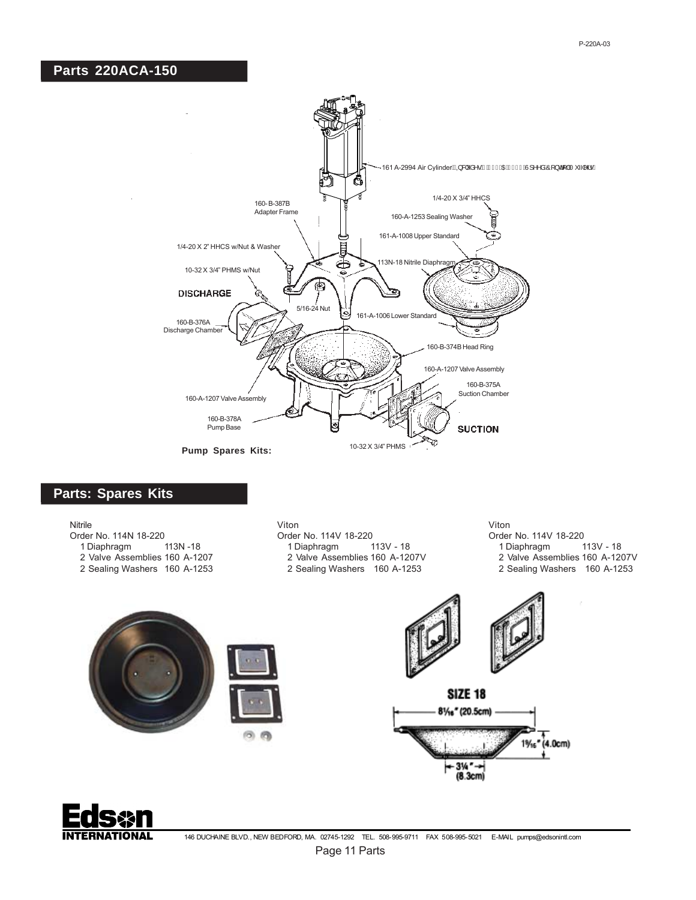## Parts 220ACA-150

161 A-2994 Air Cylinder, Includes: 161-A-1021 Speed Control Valves

160-B-387B Adapter Frame

1/4-20 X 3/4" HHCS

160-A-1253 Sealing Washer

161-A-1008 Upper Standard

1/4-20 X 2" HHCS w/Nut & Washer

113N-18 Nitrile Diaphragm

10-32 X 3/4" PHMS w/Nut

DISCHARGE

5/16-24 Nut

161-A-1006 Lower Standard

160-B-376A Discharge Chamber

160-B-374B Head Ring

160-A-1207 Valve Assembly

160-B-375A Suction Chamber

160-A-1207 Valve Assembly

160-B-378A Pump Base

SUCTION

10-32 X 3/4" PHMS

**Pump Spares Kits:**

## Parts: Spares Kits

Nitrile
Order No. 114N 18-220
- 1 Diaphragm 113N -18
- 2 Valve Assemblies 160 A-1207
- 2 Sealing Washers 160 A-1253

Viton
Order No. 114V 18-220
- 1 Diaphragm 113V - 18
- 2 Valve Assemblies 160 A-1207V
- 2 Sealing Washers 160 A-1253

Viton
Order No. 114V 18-220
- 1 Diaphragm 113V - 18
- 2 Valve Assemblies 160 A-1207V
- 2 Sealing Washers 160 A-1253

SIZE 18

8¹⁄₁₆" (20.5cm)

1⁹⁄₁₆" (4.0cm)

3¼" (8.3cm)

Edson INTERNATIONAL

146 DUCHAINE BLVD., NEW BEDFORD, MA. 02745-1292 TEL. 508-995-9711 FAX 508-995-5021 E-MAIL pumps@edsonintl.com